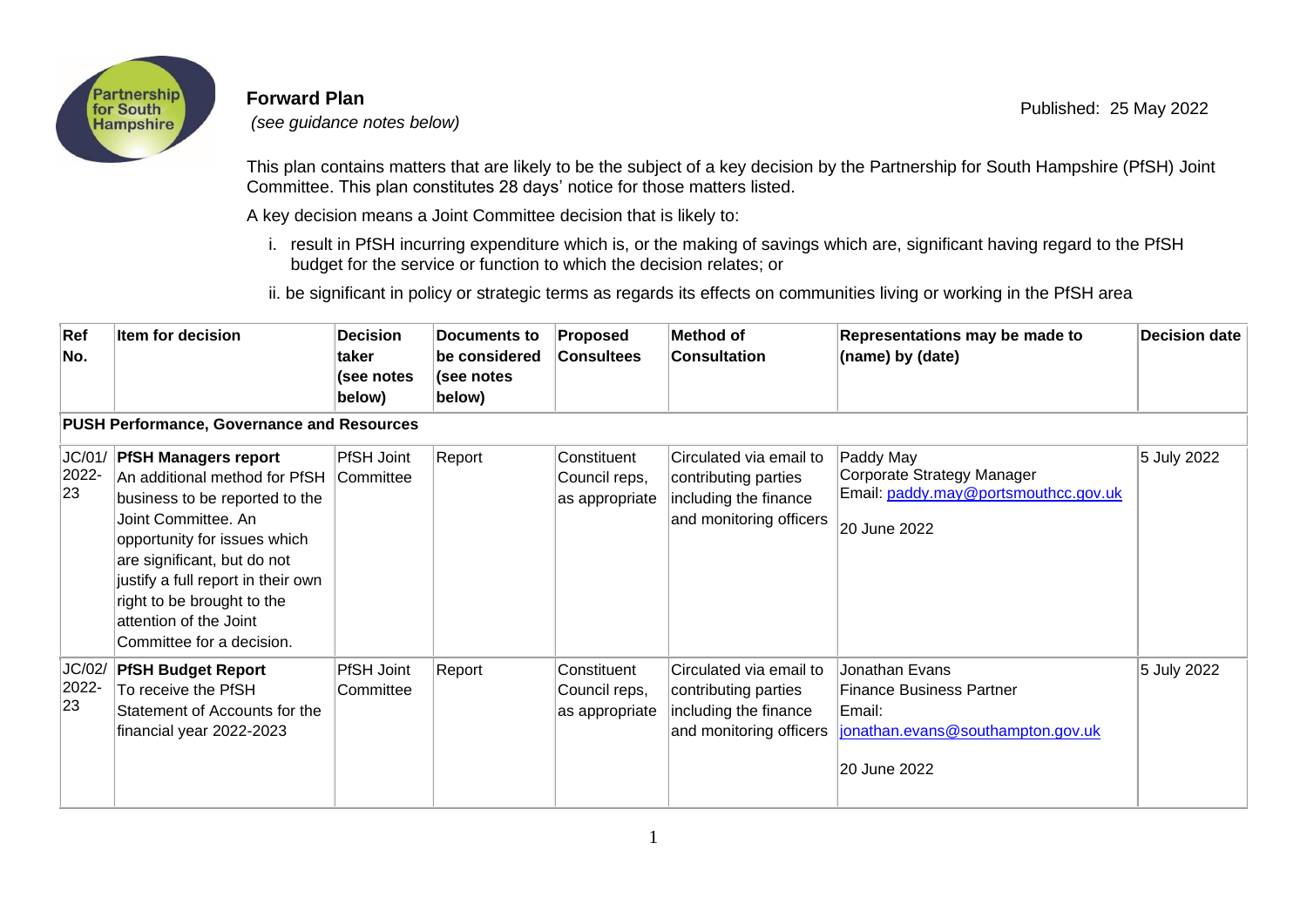# Forward Plan

*(see guidance notes below)*

Published: 25 May 2022

This plan contains matters that are likely to be the subject of a key decision by the Partnership for South Hampshire (PfSH) Joint Committee. This plan constitutes 28 days' notice for those matters listed.

A key decision means a Joint Committee decision that is likely to:

i. result in PfSH incurring expenditure which is, or the making of savings which are, significant having regard to the PfSH budget for the service or function to which the decision relates; or

ii. be significant in policy or strategic terms as regards its effects on communities living or working in the PfSH area

| Ref No. | Item for decision | Decision taker (see notes below) | Documents to be considered (see notes below) | Proposed Consultees | Method of Consultation | Representations may be made to (name) by (date) | Decision date |
|---|---|---|---|---|---|---|---|
| **PUSH Performance, Governance and Resources** | | | | | | | |
| JC/01/ 2022-23 | **PfSH Managers report** An additional method for PfSH business to be reported to the Joint Committee. An opportunity for issues which are significant, but do not justify a full report in their own right to be brought to the attention of the Joint Committee for a decision. | PfSH Joint Committee | Report | Constituent Council reps, as appropriate | Circulated via email to contributing parties including the finance and monitoring officers | Paddy May Corporate Strategy Manager Email: paddy.may@portsmouthcc.gov.uk 20 June 2022 | 5 July 2022 |
| JC/02/ 2022-23 | **PfSH Budget Report** To receive the PfSH Statement of Accounts for the financial year 2022-2023 | PfSH Joint Committee | Report | Constituent Council reps, as appropriate | Circulated via email to contributing parties including the finance and monitoring officers | Jonathan Evans Finance Business Partner Email: jonathan.evans@southampton.gov.uk 20 June 2022 | 5 July 2022 |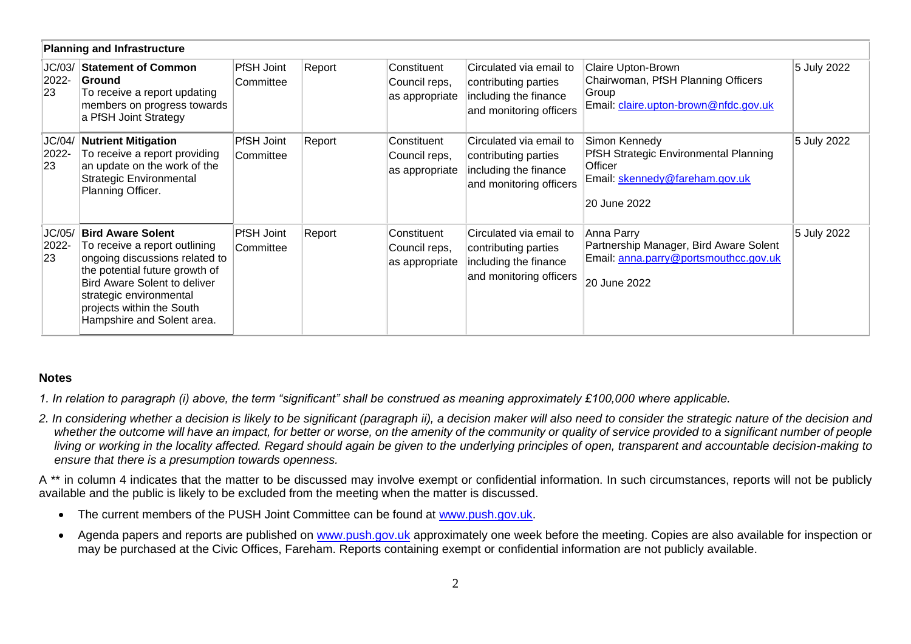| **Planning and Infrastructure** | | | | | | | |
|---|---|---|---|---|---|---|---|
| JC/03/ 2022-23 | **Statement of Common Ground** To receive a report updating members on progress towards a PfSH Joint Strategy | PfSH Joint Committee | Report | Constituent Council reps, as appropriate | Circulated via email to contributing parties including the finance and monitoring officers | Claire Upton-Brown Chairwoman, PfSH Planning Officers Group Email: claire.upton-brown@nfdc.gov.uk | 5 July 2022 |
| JC/04/ 2022-23 | **Nutrient Mitigation** To receive a report providing an update on the work of the Strategic Environmental Planning Officer. | PfSH Joint Committee | Report | Constituent Council reps, as appropriate | Circulated via email to contributing parties including the finance and monitoring officers | Simon Kennedy PfSH Strategic Environmental Planning Officer Email: skennedy@fareham.gov.uk 20 June 2022 | 5 July 2022 |
| JC/05/ 2022-23 | **Bird Aware Solent** To receive a report outlining ongoing discussions related to the potential future growth of Bird Aware Solent to deliver strategic environmental projects within the South Hampshire and Solent area. | PfSH Joint Committee | Report | Constituent Council reps, as appropriate | Circulated via email to contributing parties including the finance and monitoring officers | Anna Parry Partnership Manager, Bird Aware Solent Email: anna.parry@portsmouthcc.gov.uk 20 June 2022 | 5 July 2022 |

**Notes**

*1. In relation to paragraph (i) above, the term "significant" shall be construed as meaning approximately £100,000 where applicable.*

*2. In considering whether a decision is likely to be significant (paragraph ii), a decision maker will also need to consider the strategic nature of the decision and whether the outcome will have an impact, for better or worse, on the amenity of the community or quality of service provided to a significant number of people living or working in the locality affected. Regard should again be given to the underlying principles of open, transparent and accountable decision-making to ensure that there is a presumption towards openness.*

A ** in column 4 indicates that the matter to be discussed may involve exempt or confidential information. In such circumstances, reports will not be publicly available and the public is likely to be excluded from the meeting when the matter is discussed.

- The current members of the PUSH Joint Committee can be found at www.push.gov.uk.
- Agenda papers and reports are published on www.push.gov.uk approximately one week before the meeting. Copies are also available for inspection or may be purchased at the Civic Offices, Fareham. Reports containing exempt or confidential information are not publicly available.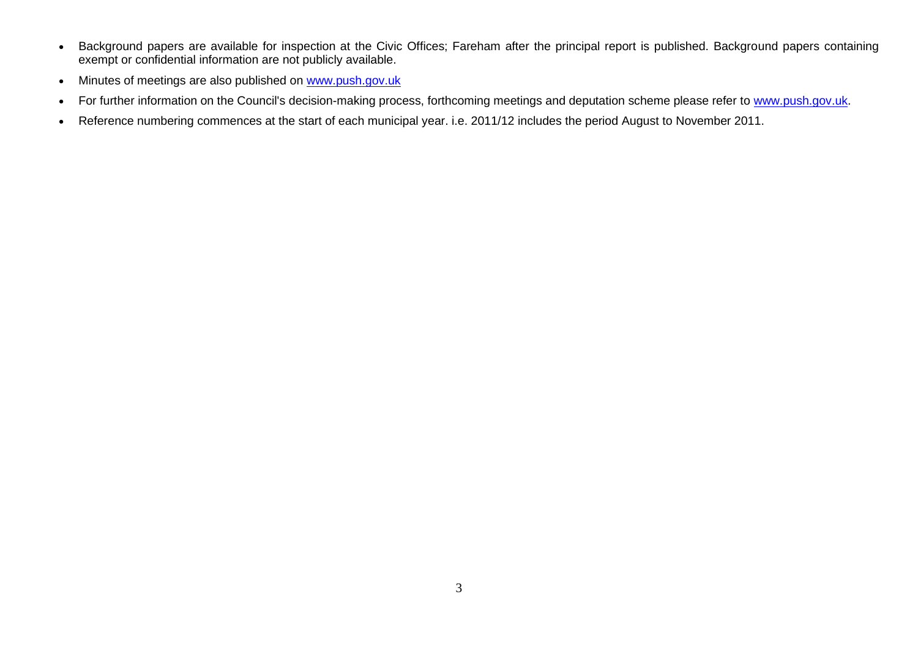- Background papers are available for inspection at the Civic Offices; Fareham after the principal report is published. Background papers containing exempt or confidential information are not publicly available.
- Minutes of meetings are also published on [www.push.gov.uk](http://www.push.gov.uk)
- For further information on the Council's decision-making process, forthcoming meetings and deputation scheme please refer to [www.push.gov.uk](http://www.push.gov.uk).
- Reference numbering commences at the start of each municipal year. i.e. 2011/12 includes the period August to November 2011.